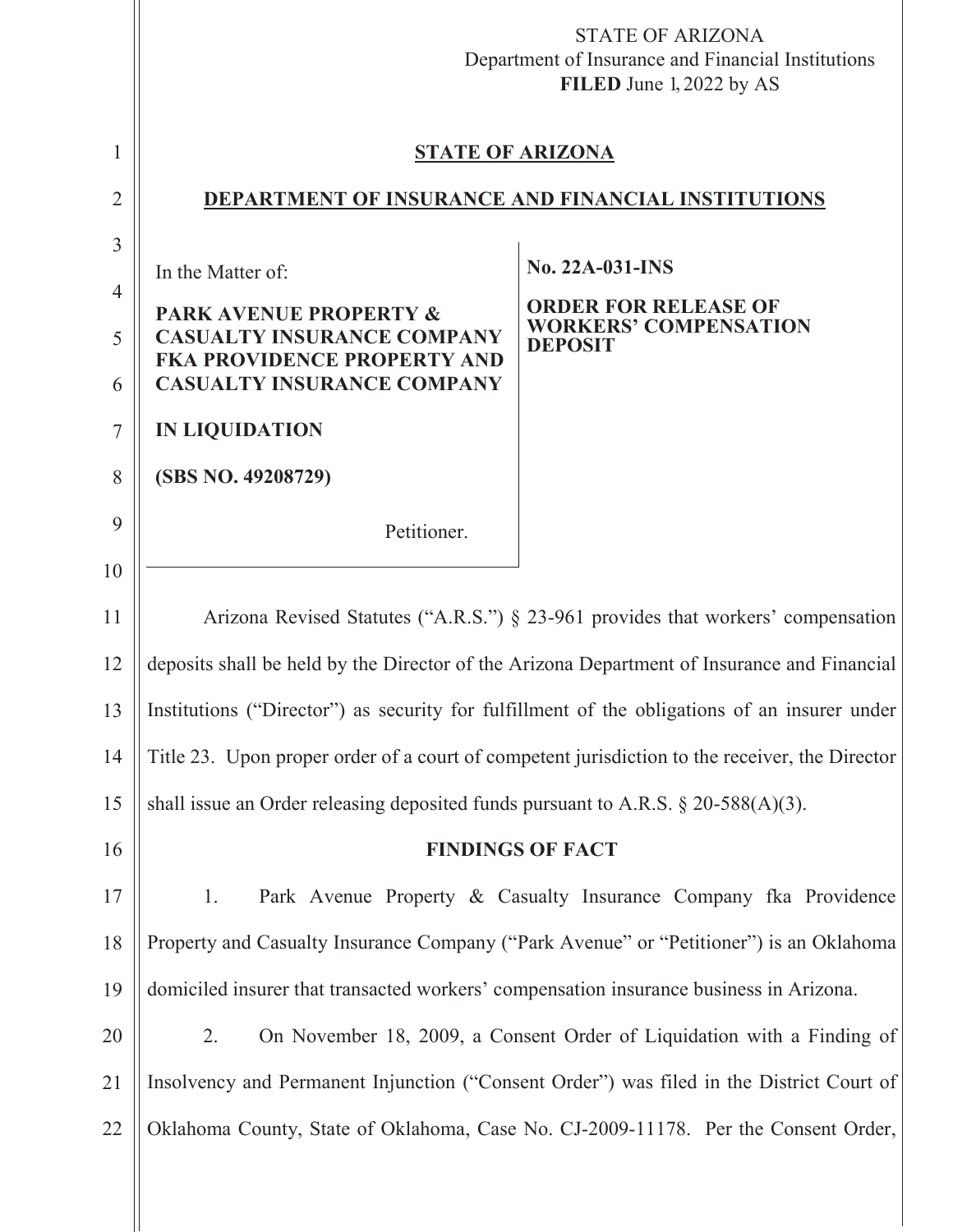STATE OF ARIZONA
Department of Insurance and Financial Institutions
**FILED** June 1, 2022 by AS

## STATE OF ARIZONA

## DEPARTMENT OF INSURANCE AND FINANCIAL INSTITUTIONS

| In the Matter of: **PARK AVENUE PROPERTY & CASUALTY INSURANCE COMPANY FKA PROVIDENCE PROPERTY AND CASUALTY INSURANCE COMPANY** **IN LIQUIDATION** **(SBS NO. 49208729)** Petitioner. | **No. 22A-031-INS** **ORDER FOR RELEASE OF WORKERS' COMPENSATION DEPOSIT** |
|---|---|

Arizona Revised Statutes ("A.R.S.") § 23-961 provides that workers' compensation deposits shall be held by the Director of the Arizona Department of Insurance and Financial Institutions ("Director") as security for fulfillment of the obligations of an insurer under Title 23. Upon proper order of a court of competent jurisdiction to the receiver, the Director shall issue an Order releasing deposited funds pursuant to A.R.S. § 20-588(A)(3).

### FINDINGS OF FACT

1. Park Avenue Property & Casualty Insurance Company fka Providence Property and Casualty Insurance Company ("Park Avenue" or "Petitioner") is an Oklahoma domiciled insurer that transacted workers' compensation insurance business in Arizona.

2. On November 18, 2009, a Consent Order of Liquidation with a Finding of Insolvency and Permanent Injunction ("Consent Order") was filed in the District Court of Oklahoma County, State of Oklahoma, Case No. CJ-2009-11178. Per the Consent Order,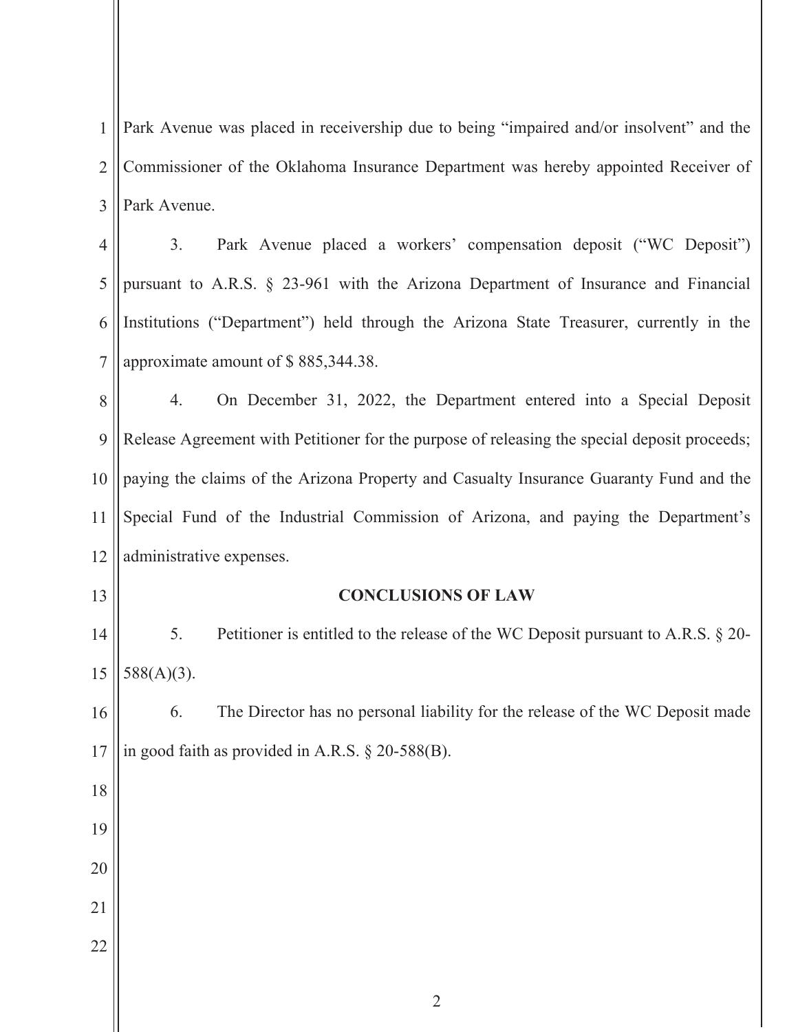Park Avenue was placed in receivership due to being "impaired and/or insolvent" and the Commissioner of the Oklahoma Insurance Department was hereby appointed Receiver of Park Avenue.

3. Park Avenue placed a workers' compensation deposit ("WC Deposit") pursuant to A.R.S. § 23-961 with the Arizona Department of Insurance and Financial Institutions ("Department") held through the Arizona State Treasurer, currently in the approximate amount of $ 885,344.38.

4. On December 31, 2022, the Department entered into a Special Deposit Release Agreement with Petitioner for the purpose of releasing the special deposit proceeds; paying the claims of the Arizona Property and Casualty Insurance Guaranty Fund and the Special Fund of the Industrial Commission of Arizona, and paying the Department's administrative expenses.

**CONCLUSIONS OF LAW**

5. Petitioner is entitled to the release of the WC Deposit pursuant to A.R.S. § 20-588(A)(3).

6. The Director has no personal liability for the release of the WC Deposit made in good faith as provided in A.R.S. § 20-588(B).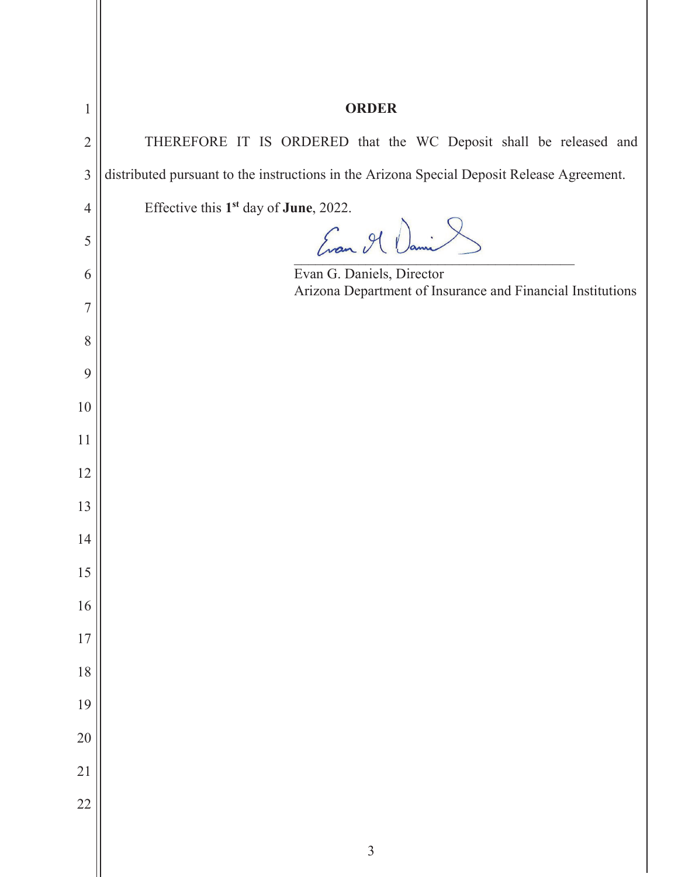## ORDER

THEREFORE IT IS ORDERED that the WC Deposit shall be released and distributed pursuant to the instructions in the Arizona Special Deposit Release Agreement.

Effective this **1st** day of **June**, 2022.

\_\_\_\_\_\_\_\_\_\_\_\_\_\_\_\_\_\_\_\_\_\_\_\_\_\_\_\_\_\_\_\_\_\_\_\_\_\_

Evan G. Daniels, Director
Arizona Department of Insurance and Financial Institutions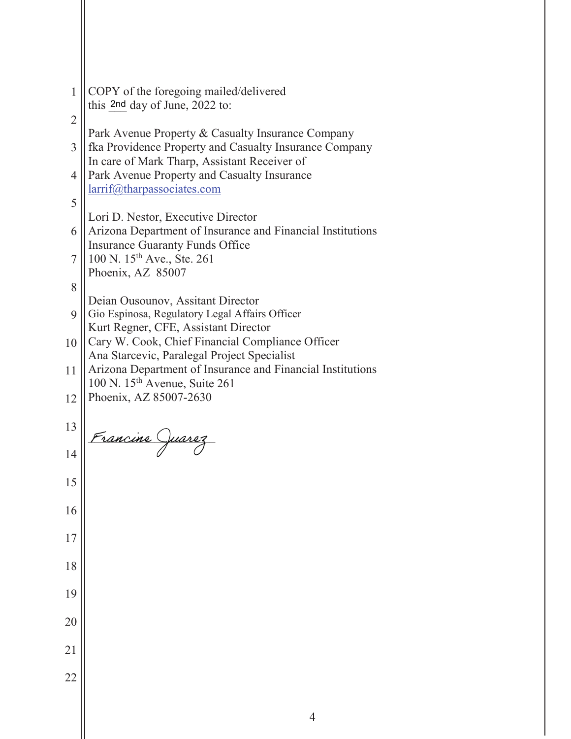COPY of the foregoing mailed/delivered
this 2nd day of June, 2022 to:

Park Avenue Property & Casualty Insurance Company
fka Providence Property and Casualty Insurance Company
In care of Mark Tharp, Assistant Receiver of
Park Avenue Property and Casualty Insurance
larrif@tharpassociates.com

Lori D. Nestor, Executive Director
Arizona Department of Insurance and Financial Institutions
Insurance Guaranty Funds Office
100 N. 15th Ave., Ste. 261
Phoenix, AZ 85007

Deian Ousounov, Assitant Director
Gio Espinosa, Regulatory Legal Affairs Officer
Kurt Regner, CFE, Assistant Director
Cary W. Cook, Chief Financial Compliance Officer
Ana Starcevic, Paralegal Project Specialist
Arizona Department of Insurance and Financial Institutions
100 N. 15th Avenue, Suite 261
Phoenix, AZ 85007-2630

Francine Juarez